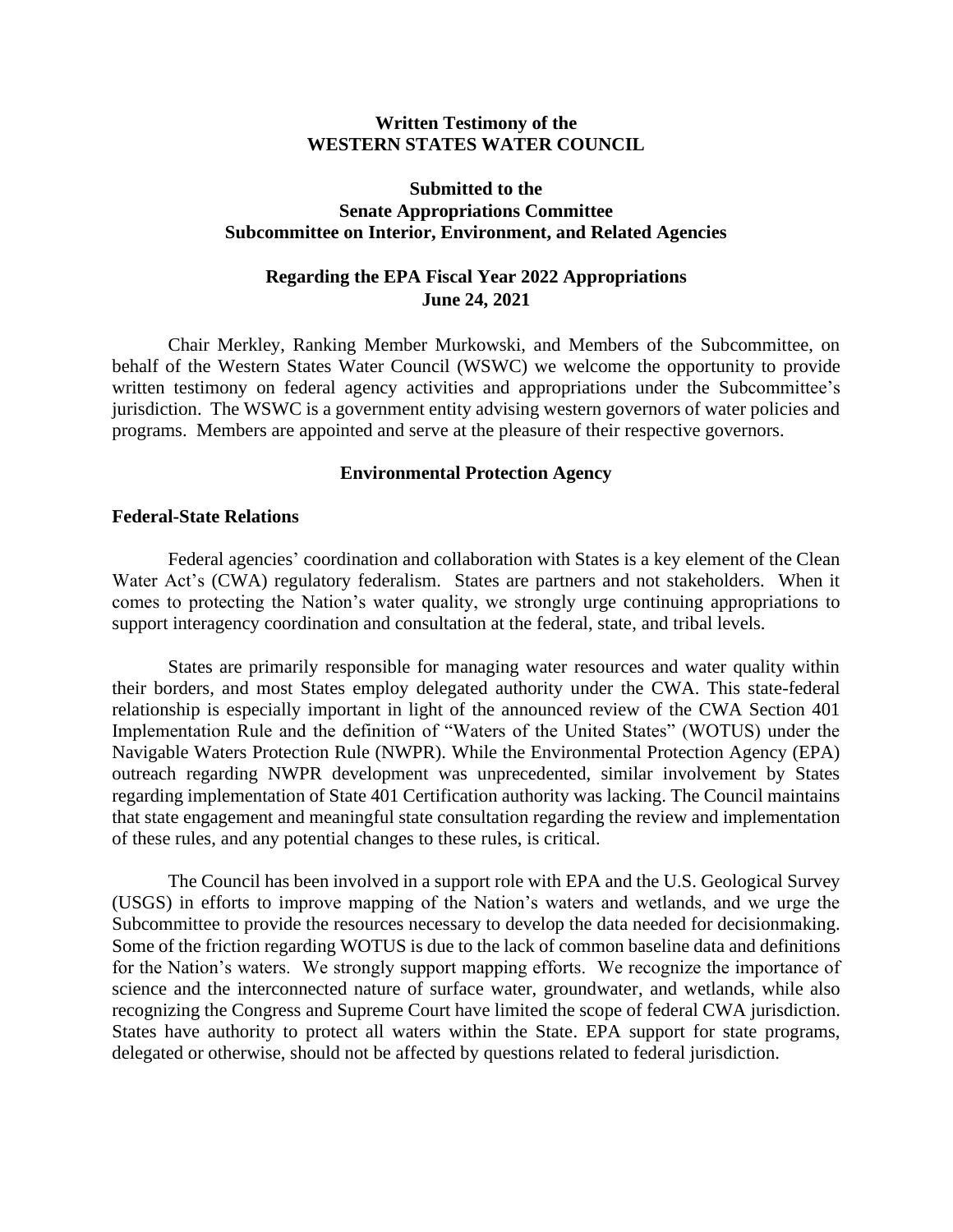**Written Testimony of the**
**WESTERN STATES WATER COUNCIL**

**Submitted to the**
**Senate Appropriations Committee**
**Subcommittee on Interior, Environment, and Related Agencies**

**Regarding the EPA Fiscal Year 2022 Appropriations**
**June 24, 2021**

Chair Merkley, Ranking Member Murkowski, and Members of the Subcommittee, on behalf of the Western States Water Council (WSWC) we welcome the opportunity to provide written testimony on federal agency activities and appropriations under the Subcommittee's jurisdiction. The WSWC is a government entity advising western governors of water policies and programs. Members are appointed and serve at the pleasure of their respective governors.

## Environmental Protection Agency

### Federal-State Relations

Federal agencies' coordination and collaboration with States is a key element of the Clean Water Act's (CWA) regulatory federalism. States are partners and not stakeholders. When it comes to protecting the Nation's water quality, we strongly urge continuing appropriations to support interagency coordination and consultation at the federal, state, and tribal levels.

States are primarily responsible for managing water resources and water quality within their borders, and most States employ delegated authority under the CWA. This state-federal relationship is especially important in light of the announced review of the CWA Section 401 Implementation Rule and the definition of "Waters of the United States" (WOTUS) under the Navigable Waters Protection Rule (NWPR). While the Environmental Protection Agency (EPA) outreach regarding NWPR development was unprecedented, similar involvement by States regarding implementation of State 401 Certification authority was lacking. The Council maintains that state engagement and meaningful state consultation regarding the review and implementation of these rules, and any potential changes to these rules, is critical.

The Council has been involved in a support role with EPA and the U.S. Geological Survey (USGS) in efforts to improve mapping of the Nation's waters and wetlands, and we urge the Subcommittee to provide the resources necessary to develop the data needed for decisionmaking. Some of the friction regarding WOTUS is due to the lack of common baseline data and definitions for the Nation's waters. We strongly support mapping efforts. We recognize the importance of science and the interconnected nature of surface water, groundwater, and wetlands, while also recognizing the Congress and Supreme Court have limited the scope of federal CWA jurisdiction. States have authority to protect all waters within the State. EPA support for state programs, delegated or otherwise, should not be affected by questions related to federal jurisdiction.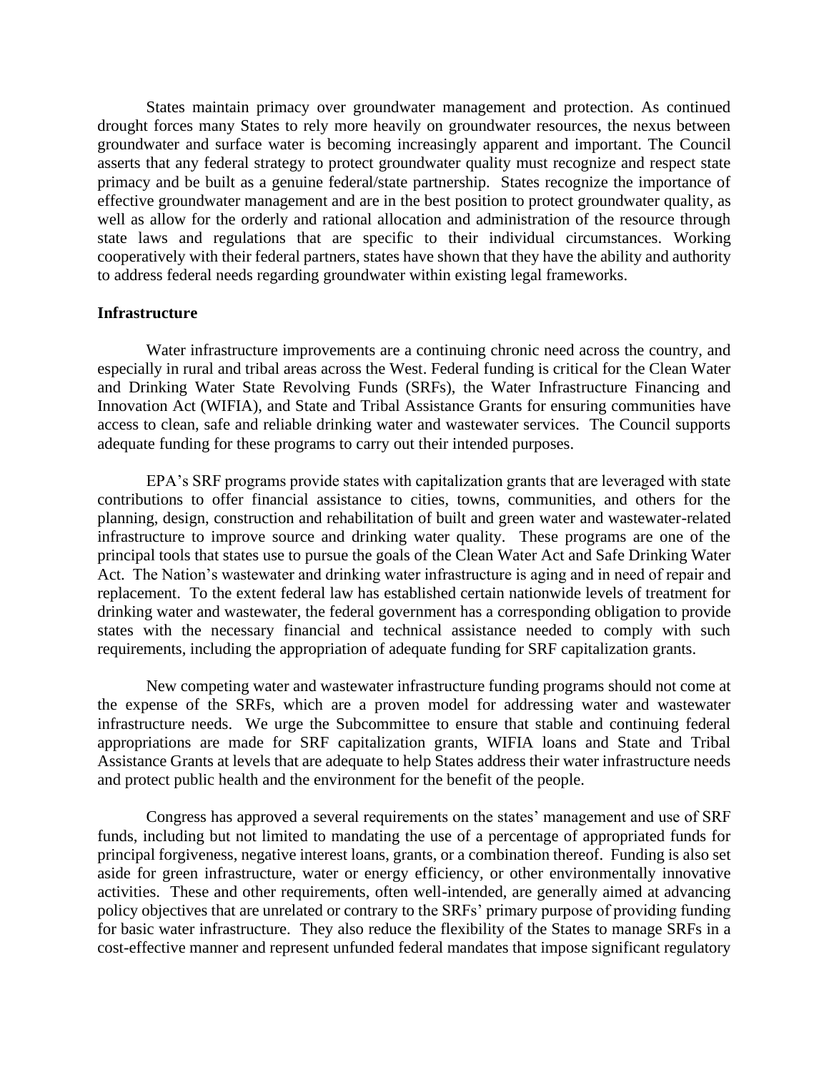States maintain primacy over groundwater management and protection. As continued drought forces many States to rely more heavily on groundwater resources, the nexus between groundwater and surface water is becoming increasingly apparent and important. The Council asserts that any federal strategy to protect groundwater quality must recognize and respect state primacy and be built as a genuine federal/state partnership. States recognize the importance of effective groundwater management and are in the best position to protect groundwater quality, as well as allow for the orderly and rational allocation and administration of the resource through state laws and regulations that are specific to their individual circumstances. Working cooperatively with their federal partners, states have shown that they have the ability and authority to address federal needs regarding groundwater within existing legal frameworks.

**Infrastructure**

Water infrastructure improvements are a continuing chronic need across the country, and especially in rural and tribal areas across the West. Federal funding is critical for the Clean Water and Drinking Water State Revolving Funds (SRFs), the Water Infrastructure Financing and Innovation Act (WIFIA), and State and Tribal Assistance Grants for ensuring communities have access to clean, safe and reliable drinking water and wastewater services. The Council supports adequate funding for these programs to carry out their intended purposes.

EPA's SRF programs provide states with capitalization grants that are leveraged with state contributions to offer financial assistance to cities, towns, communities, and others for the planning, design, construction and rehabilitation of built and green water and wastewater-related infrastructure to improve source and drinking water quality. These programs are one of the principal tools that states use to pursue the goals of the Clean Water Act and Safe Drinking Water Act. The Nation's wastewater and drinking water infrastructure is aging and in need of repair and replacement. To the extent federal law has established certain nationwide levels of treatment for drinking water and wastewater, the federal government has a corresponding obligation to provide states with the necessary financial and technical assistance needed to comply with such requirements, including the appropriation of adequate funding for SRF capitalization grants.

New competing water and wastewater infrastructure funding programs should not come at the expense of the SRFs, which are a proven model for addressing water and wastewater infrastructure needs. We urge the Subcommittee to ensure that stable and continuing federal appropriations are made for SRF capitalization grants, WIFIA loans and State and Tribal Assistance Grants at levels that are adequate to help States address their water infrastructure needs and protect public health and the environment for the benefit of the people.

Congress has approved a several requirements on the states' management and use of SRF funds, including but not limited to mandating the use of a percentage of appropriated funds for principal forgiveness, negative interest loans, grants, or a combination thereof. Funding is also set aside for green infrastructure, water or energy efficiency, or other environmentally innovative activities. These and other requirements, often well-intended, are generally aimed at advancing policy objectives that are unrelated or contrary to the SRFs' primary purpose of providing funding for basic water infrastructure. They also reduce the flexibility of the States to manage SRFs in a cost-effective manner and represent unfunded federal mandates that impose significant regulatory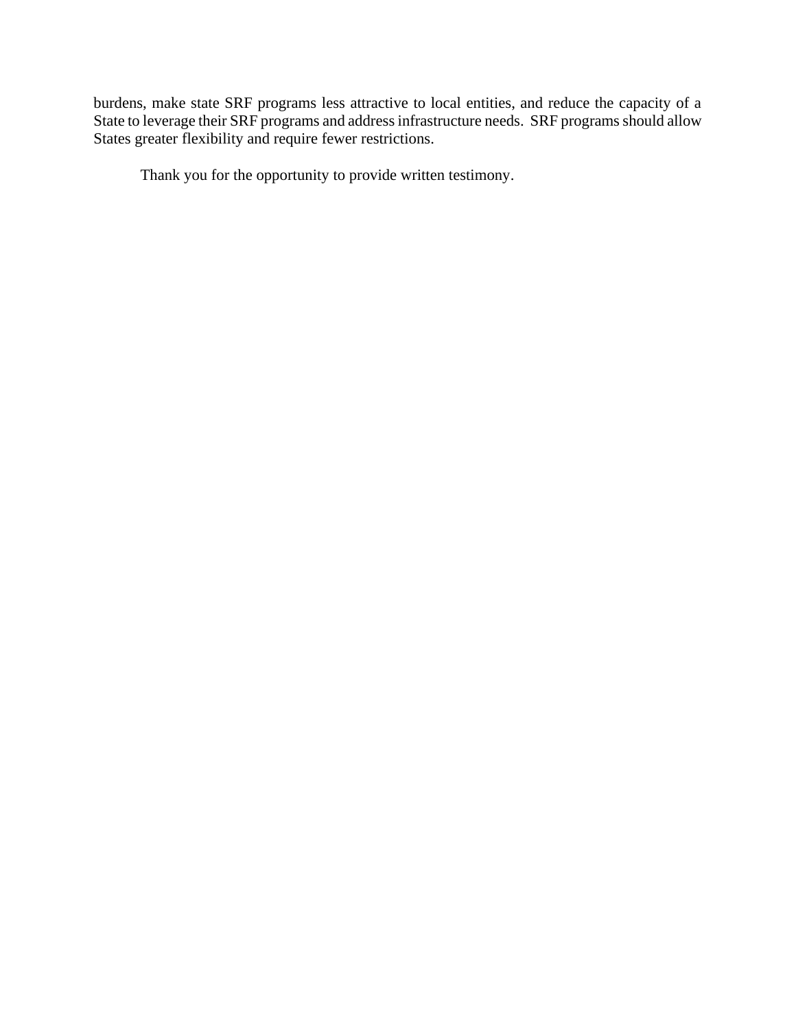burdens, make state SRF programs less attractive to local entities, and reduce the capacity of a State to leverage their SRF programs and address infrastructure needs. SRF programs should allow States greater flexibility and require fewer restrictions.

Thank you for the opportunity to provide written testimony.